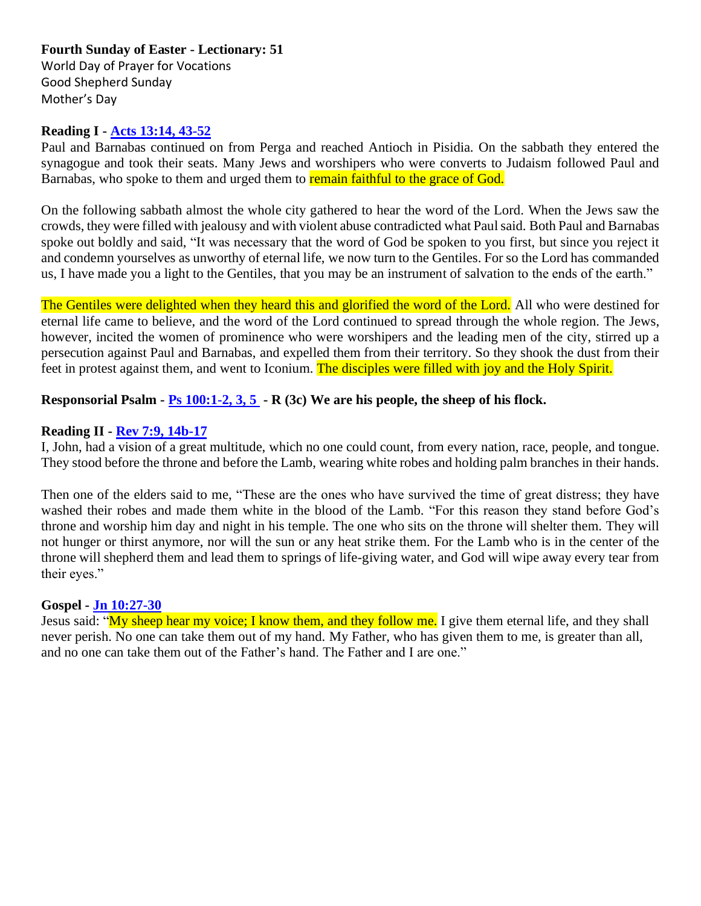**Fourth Sunday of Easter - Lectionary: 51**
World Day of Prayer for Vocations
Good Shepherd Sunday
Mother's Day

**Reading I - Acts 13:14, 43-52**
Paul and Barnabas continued on from Perga and reached Antioch in Pisidia. On the sabbath they entered the synagogue and took their seats. Many Jews and worshipers who were converts to Judaism followed Paul and Barnabas, who spoke to them and urged them to remain faithful to the grace of God.

On the following sabbath almost the whole city gathered to hear the word of the Lord. When the Jews saw the crowds, they were filled with jealousy and with violent abuse contradicted what Paul said. Both Paul and Barnabas spoke out boldly and said, "It was necessary that the word of God be spoken to you first, but since you reject it and condemn yourselves as unworthy of eternal life, we now turn to the Gentiles. For so the Lord has commanded us, I have made you a light to the Gentiles, that you may be an instrument of salvation to the ends of the earth."

The Gentiles were delighted when they heard this and glorified the word of the Lord. All who were destined for eternal life came to believe, and the word of the Lord continued to spread through the whole region. The Jews, however, incited the women of prominence who were worshipers and the leading men of the city, stirred up a persecution against Paul and Barnabas, and expelled them from their territory. So they shook the dust from their feet in protest against them, and went to Iconium. The disciples were filled with joy and the Holy Spirit.

**Responsorial Psalm - Ps 100:1-2, 3, 5 - R (3c) We are his people, the sheep of his flock.**

**Reading II - Rev 7:9, 14b-17**
I, John, had a vision of a great multitude, which no one could count, from every nation, race, people, and tongue. They stood before the throne and before the Lamb, wearing white robes and holding palm branches in their hands.

Then one of the elders said to me, "These are the ones who have survived the time of great distress; they have washed their robes and made them white in the blood of the Lamb. "For this reason they stand before God's throne and worship him day and night in his temple. The one who sits on the throne will shelter them. They will not hunger or thirst anymore, nor will the sun or any heat strike them. For the Lamb who is in the center of the throne will shepherd them and lead them to springs of life-giving water, and God will wipe away every tear from their eyes."

**Gospel - Jn 10:27-30**
Jesus said: "My sheep hear my voice; I know them, and they follow me. I give them eternal life, and they shall never perish. No one can take them out of my hand. My Father, who has given them to me, is greater than all, and no one can take them out of the Father's hand. The Father and I are one."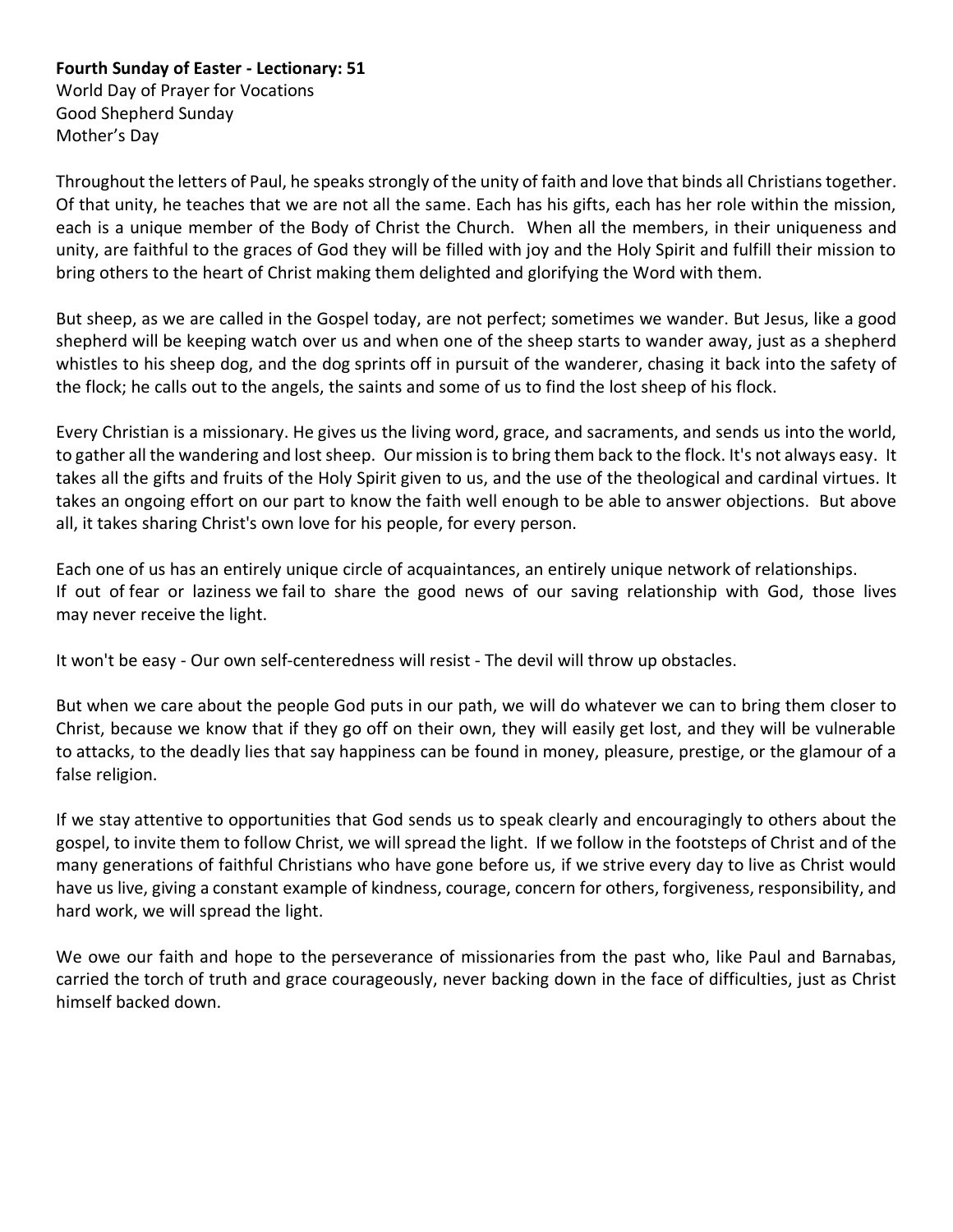**Fourth Sunday of Easter - Lectionary: 51**
World Day of Prayer for Vocations
Good Shepherd Sunday
Mother's Day

Throughout the letters of Paul, he speaks strongly of the unity of faith and love that binds all Christians together. Of that unity, he teaches that we are not all the same. Each has his gifts, each has her role within the mission, each is a unique member of the Body of Christ the Church. When all the members, in their uniqueness and unity, are faithful to the graces of God they will be filled with joy and the Holy Spirit and fulfill their mission to bring others to the heart of Christ making them delighted and glorifying the Word with them.

But sheep, as we are called in the Gospel today, are not perfect; sometimes we wander. But Jesus, like a good shepherd will be keeping watch over us and when one of the sheep starts to wander away, just as a shepherd whistles to his sheep dog, and the dog sprints off in pursuit of the wanderer, chasing it back into the safety of the flock; he calls out to the angels, the saints and some of us to find the lost sheep of his flock.

Every Christian is a missionary. He gives us the living word, grace, and sacraments, and sends us into the world, to gather all the wandering and lost sheep. Our mission is to bring them back to the flock. It's not always easy. It takes all the gifts and fruits of the Holy Spirit given to us, and the use of the theological and cardinal virtues. It takes an ongoing effort on our part to know the faith well enough to be able to answer objections. But above all, it takes sharing Christ's own love for his people, for every person.

Each one of us has an entirely unique circle of acquaintances, an entirely unique network of relationships. If out of fear or laziness we fail to share the good news of our saving relationship with God, those lives may never receive the light.

It won't be easy - Our own self-centeredness will resist - The devil will throw up obstacles.

But when we care about the people God puts in our path, we will do whatever we can to bring them closer to Christ, because we know that if they go off on their own, they will easily get lost, and they will be vulnerable to attacks, to the deadly lies that say happiness can be found in money, pleasure, prestige, or the glamour of a false religion.

If we stay attentive to opportunities that God sends us to speak clearly and encouragingly to others about the gospel, to invite them to follow Christ, we will spread the light. If we follow in the footsteps of Christ and of the many generations of faithful Christians who have gone before us, if we strive every day to live as Christ would have us live, giving a constant example of kindness, courage, concern for others, forgiveness, responsibility, and hard work, we will spread the light.

We owe our faith and hope to the perseverance of missionaries from the past who, like Paul and Barnabas, carried the torch of truth and grace courageously, never backing down in the face of difficulties, just as Christ himself backed down.